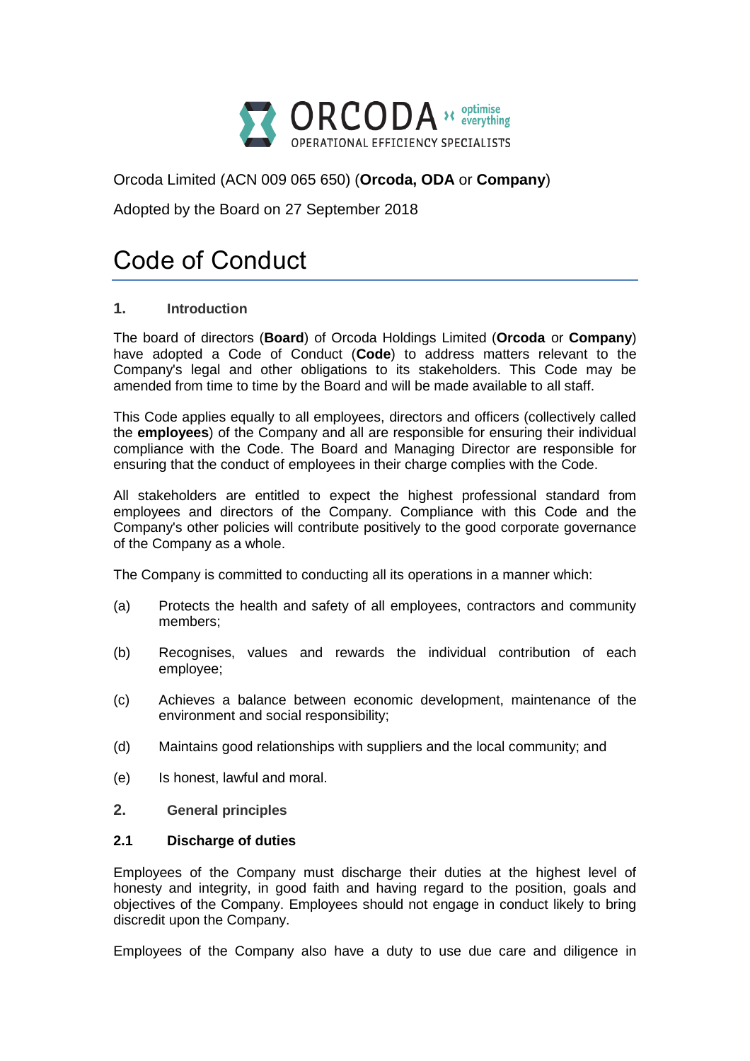Orcoda Limited (ACN 009 065 650) (**Orcoda, ODA** or **Company**)

Adopted by the Board on 27 September 2018

# Code of Conduct

## 1. Introduction

The board of directors (**Board**) of Orcoda Holdings Limited (**Orcoda** or **Company**) have adopted a Code of Conduct (**Code**) to address matters relevant to the Company's legal and other obligations to its stakeholders. This Code may be amended from time to time by the Board and will be made available to all staff.

This Code applies equally to all employees, directors and officers (collectively called the **employees**) of the Company and all are responsible for ensuring their individual compliance with the Code. The Board and Managing Director are responsible for ensuring that the conduct of employees in their charge complies with the Code.

All stakeholders are entitled to expect the highest professional standard from employees and directors of the Company. Compliance with this Code and the Company's other policies will contribute positively to the good corporate governance of the Company as a whole.

The Company is committed to conducting all its operations in a manner which:

(a) Protects the health and safety of all employees, contractors and community members;

(b) Recognises, values and rewards the individual contribution of each employee;

(c) Achieves a balance between economic development, maintenance of the environment and social responsibility;

(d) Maintains good relationships with suppliers and the local community; and

(e) Is honest, lawful and moral.

## 2. General principles

### 2.1 Discharge of duties

Employees of the Company must discharge their duties at the highest level of honesty and integrity, in good faith and having regard to the position, goals and objectives of the Company. Employees should not engage in conduct likely to bring discredit upon the Company.

Employees of the Company also have a duty to use due care and diligence in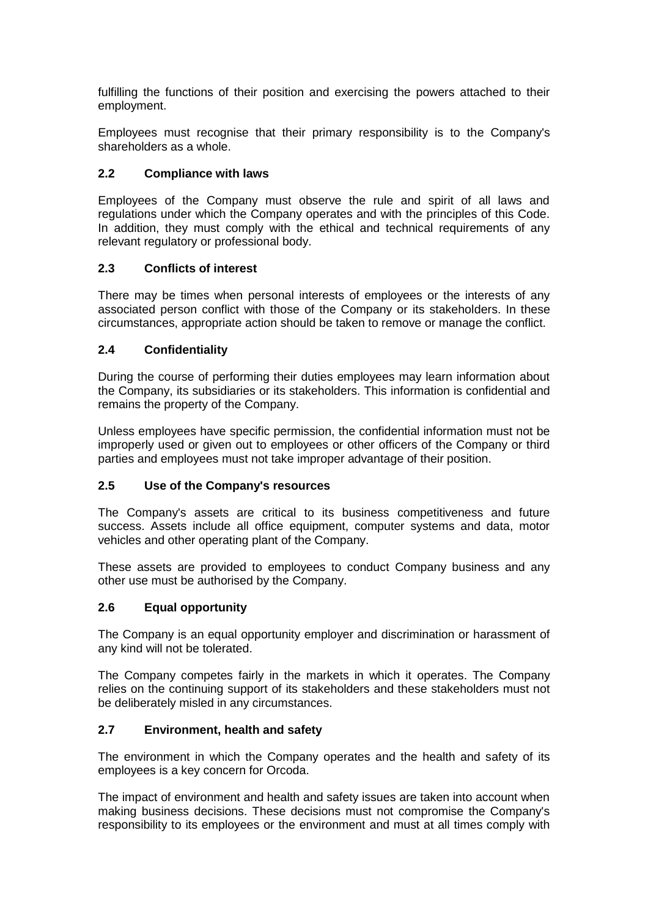fulfilling the functions of their position and exercising the powers attached to their employment.

Employees must recognise that their primary responsibility is to the Company's shareholders as a whole.

### 2.2 Compliance with laws

Employees of the Company must observe the rule and spirit of all laws and regulations under which the Company operates and with the principles of this Code. In addition, they must comply with the ethical and technical requirements of any relevant regulatory or professional body.

### 2.3 Conflicts of interest

There may be times when personal interests of employees or the interests of any associated person conflict with those of the Company or its stakeholders. In these circumstances, appropriate action should be taken to remove or manage the conflict.

### 2.4 Confidentiality

During the course of performing their duties employees may learn information about the Company, its subsidiaries or its stakeholders. This information is confidential and remains the property of the Company.

Unless employees have specific permission, the confidential information must not be improperly used or given out to employees or other officers of the Company or third parties and employees must not take improper advantage of their position.

### 2.5 Use of the Company's resources

The Company's assets are critical to its business competitiveness and future success. Assets include all office equipment, computer systems and data, motor vehicles and other operating plant of the Company.

These assets are provided to employees to conduct Company business and any other use must be authorised by the Company.

### 2.6 Equal opportunity

The Company is an equal opportunity employer and discrimination or harassment of any kind will not be tolerated.

The Company competes fairly in the markets in which it operates. The Company relies on the continuing support of its stakeholders and these stakeholders must not be deliberately misled in any circumstances.

### 2.7 Environment, health and safety

The environment in which the Company operates and the health and safety of its employees is a key concern for Orcoda.

The impact of environment and health and safety issues are taken into account when making business decisions. These decisions must not compromise the Company's responsibility to its employees or the environment and must at all times comply with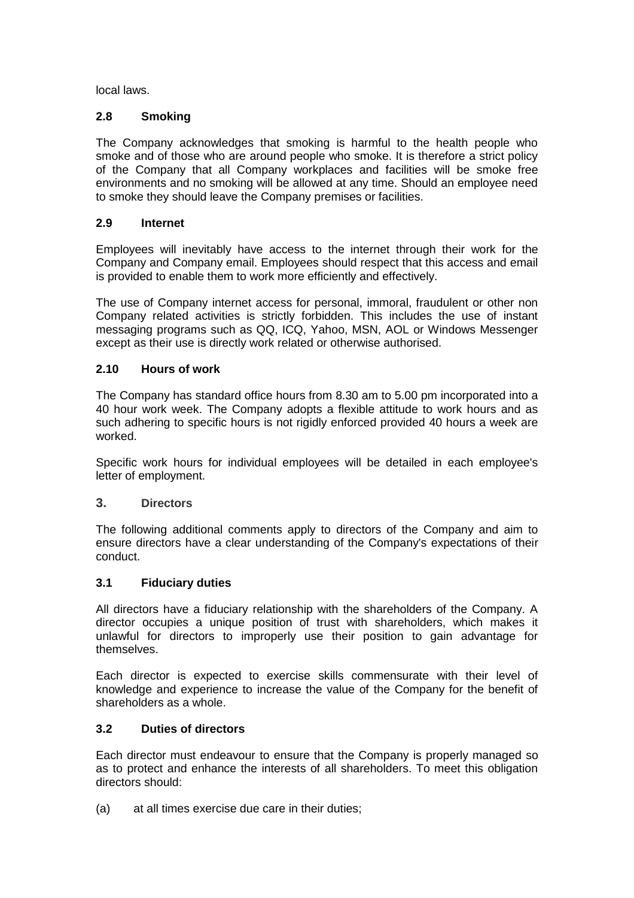local laws.

### 2.8 Smoking

The Company acknowledges that smoking is harmful to the health people who smoke and of those who are around people who smoke. It is therefore a strict policy of the Company that all Company workplaces and facilities will be smoke free environments and no smoking will be allowed at any time. Should an employee need to smoke they should leave the Company premises or facilities.

### 2.9 Internet

Employees will inevitably have access to the internet through their work for the Company and Company email. Employees should respect that this access and email is provided to enable them to work more efficiently and effectively.

The use of Company internet access for personal, immoral, fraudulent or other non Company related activities is strictly forbidden. This includes the use of instant messaging programs such as QQ, ICQ, Yahoo, MSN, AOL or Windows Messenger except as their use is directly work related or otherwise authorised.

### 2.10 Hours of work

The Company has standard office hours from 8.30 am to 5.00 pm incorporated into a 40 hour work week. The Company adopts a flexible attitude to work hours and as such adhering to specific hours is not rigidly enforced provided 40 hours a week are worked.

Specific work hours for individual employees will be detailed in each employee's letter of employment.

## 3. Directors

The following additional comments apply to directors of the Company and aim to ensure directors have a clear understanding of the Company's expectations of their conduct.

### 3.1 Fiduciary duties

All directors have a fiduciary relationship with the shareholders of the Company. A director occupies a unique position of trust with shareholders, which makes it unlawful for directors to improperly use their position to gain advantage for themselves.

Each director is expected to exercise skills commensurate with their level of knowledge and experience to increase the value of the Company for the benefit of shareholders as a whole.

### 3.2 Duties of directors

Each director must endeavour to ensure that the Company is properly managed so as to protect and enhance the interests of all shareholders. To meet this obligation directors should:

(a) at all times exercise due care in their duties;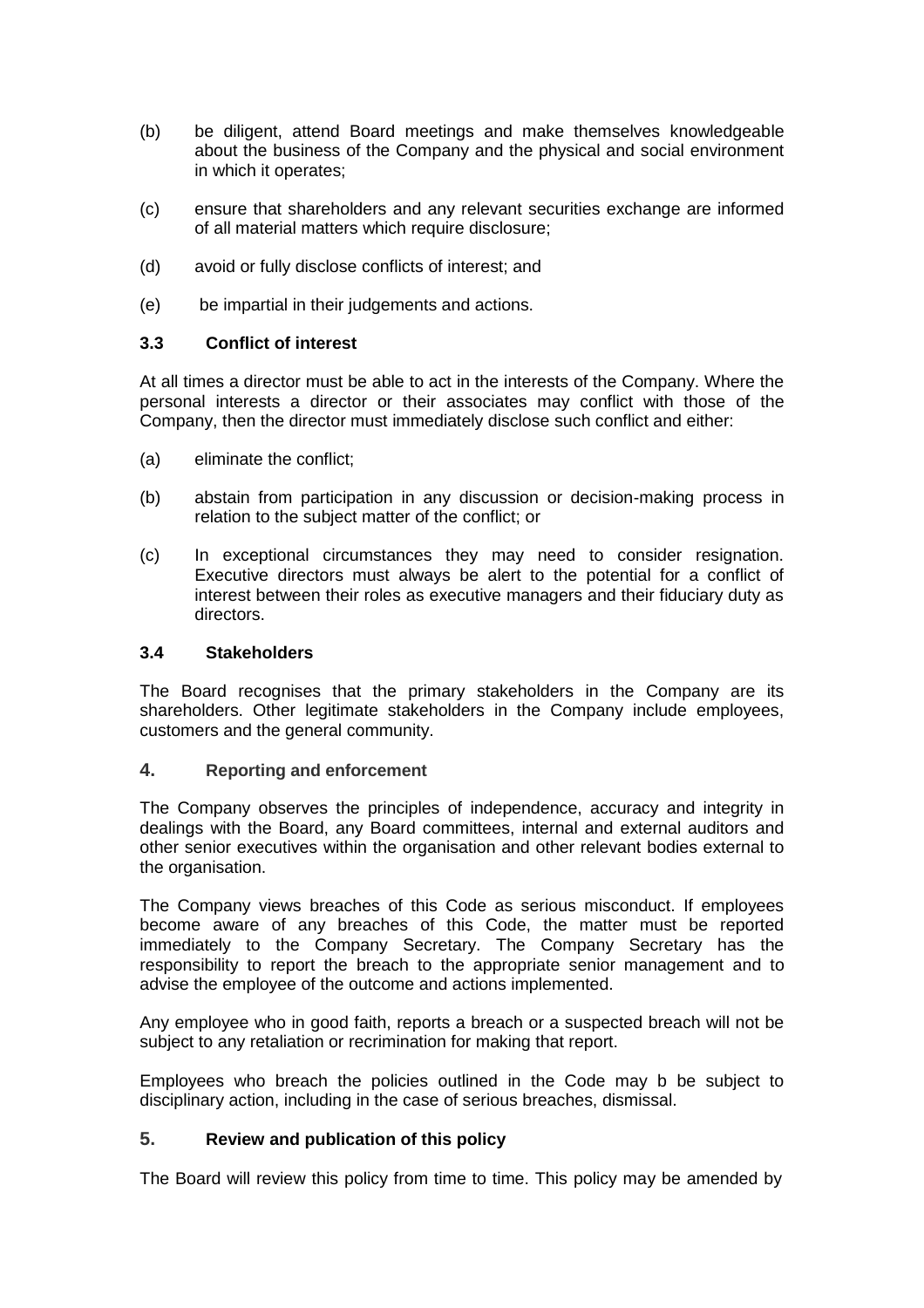(b) be diligent, attend Board meetings and make themselves knowledgeable about the business of the Company and the physical and social environment in which it operates;

(c) ensure that shareholders and any relevant securities exchange are informed of all material matters which require disclosure;

(d) avoid or fully disclose conflicts of interest; and

(e) be impartial in their judgements and actions.

### 3.3 Conflict of interest

At all times a director must be able to act in the interests of the Company. Where the personal interests a director or their associates may conflict with those of the Company, then the director must immediately disclose such conflict and either:

(a) eliminate the conflict;

(b) abstain from participation in any discussion or decision-making process in relation to the subject matter of the conflict; or

(c) In exceptional circumstances they may need to consider resignation. Executive directors must always be alert to the potential for a conflict of interest between their roles as executive managers and their fiduciary duty as directors.

### 3.4 Stakeholders

The Board recognises that the primary stakeholders in the Company are its shareholders. Other legitimate stakeholders in the Company include employees, customers and the general community.

## 4. Reporting and enforcement

The Company observes the principles of independence, accuracy and integrity in dealings with the Board, any Board committees, internal and external auditors and other senior executives within the organisation and other relevant bodies external to the organisation.

The Company views breaches of this Code as serious misconduct. If employees become aware of any breaches of this Code, the matter must be reported immediately to the Company Secretary. The Company Secretary has the responsibility to report the breach to the appropriate senior management and to advise the employee of the outcome and actions implemented.

Any employee who in good faith, reports a breach or a suspected breach will not be subject to any retaliation or recrimination for making that report.

Employees who breach the policies outlined in the Code may b be subject to disciplinary action, including in the case of serious breaches, dismissal.

## 5. Review and publication of this policy

The Board will review this policy from time to time. This policy may be amended by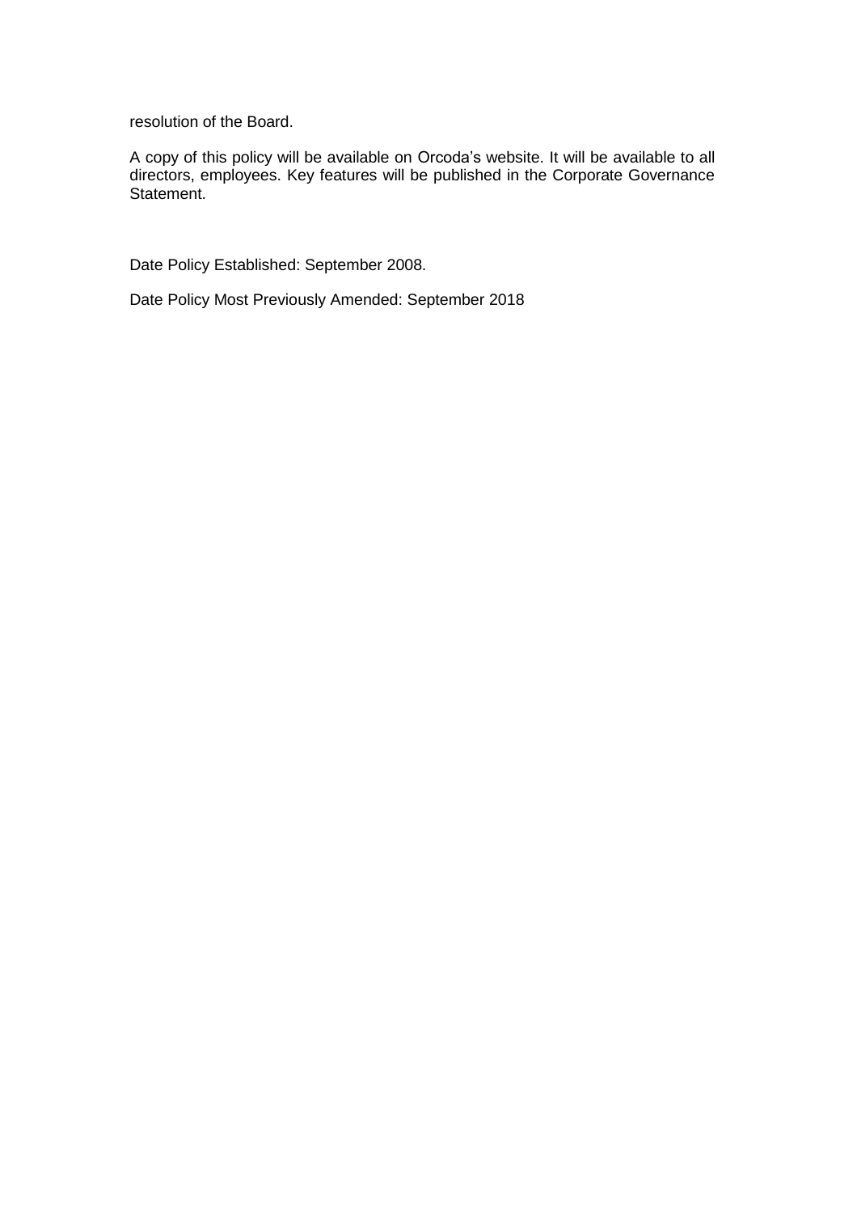resolution of the Board.

A copy of this policy will be available on Orcoda's website. It will be available to all directors, employees. Key features will be published in the Corporate Governance Statement.

Date Policy Established: September 2008.

Date Policy Most Previously Amended: September 2018